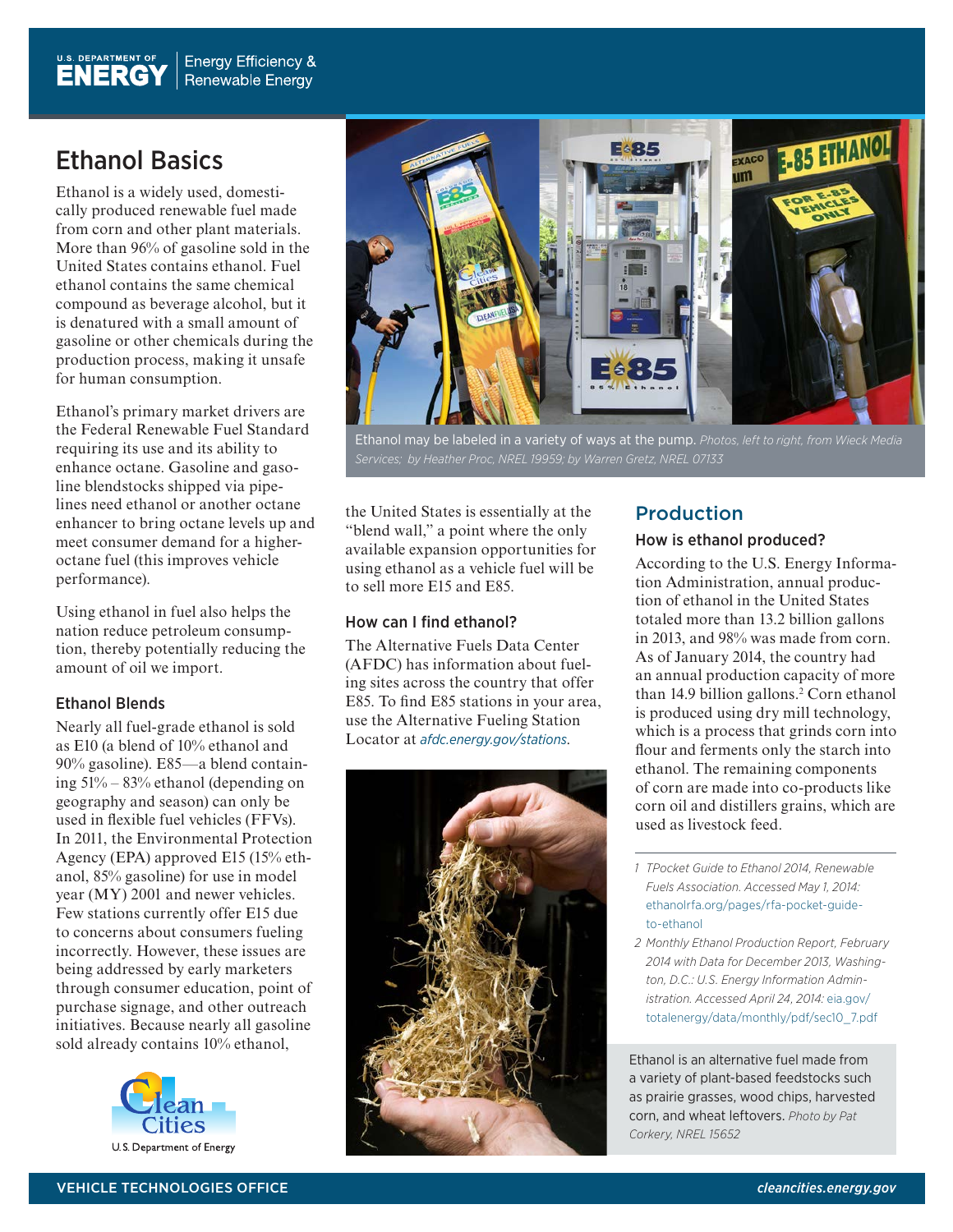# Ethanol Basics

Ethanol is a widely used, domestically produced renewable fuel made from corn and other plant materials. More than 96% of gasoline sold in the United States contains ethanol. Fuel ethanol contains the same chemical compound as beverage alcohol, but it is denatured with a small amount of gasoline or other chemicals during the production process, making it unsafe for human consumption.

Ethanol's primary market drivers are the Federal Renewable Fuel Standard requiring its use and its ability to enhance octane. Gasoline and gasoline blendstocks shipped via pipelines need ethanol or another octane enhancer to bring octane levels up and meet consumer demand for a higher-octane fuel (this improves vehicle performance).

Using ethanol in fuel also helps the nation reduce petroleum consumption, thereby potentially reducing the amount of oil we import.

### Ethanol Blends

Nearly all fuel-grade ethanol is sold as E10 (a blend of 10% ethanol and 90% gasoline). E85—a blend containing 51% – 83% ethanol (depending on geography and season) can only be used in flexible fuel vehicles (FFVs). In 2011, the Environmental Protection Agency (EPA) approved E15 (15% ethanol, 85% gasoline) for use in model year (MY) 2001 and newer vehicles. Few stations currently offer E15 due to concerns about consumers fueling incorrectly. However, these issues are being addressed by early marketers through consumer education, point of purchase signage, and other outreach initiatives. Because nearly all gasoline sold already contains 10% ethanol, the United States is essentially at the "blend wall," a point where the only available expansion opportunities for using ethanol as a vehicle fuel will be to sell more E15 and E85.

Ethanol may be labeled in a variety of ways at the pump. *Photos, left to right, from Wieck Media Services; by Heather Proc, NREL 19959; by Warren Gretz, NREL 07133*

### How can I find ethanol?

The Alternative Fuels Data Center (AFDC) has information about fueling sites across the country that offer E85. To find E85 stations in your area, use the Alternative Fueling Station Locator at *afdc.energy.gov/stations*.

## Production

### How is ethanol produced?

According to the U.S. Energy Information Administration, annual production of ethanol in the United States totaled more than 13.2 billion gallons in 2013, and 98% was made from corn. As of January 2014, the country had an annual production capacity of more than 14.9 billion gallons.[2] Corn ethanol is produced using dry mill technology, which is a process that grinds corn into flour and ferments only the starch into ethanol. The remaining components of corn are made into co-products like corn oil and distillers grains, which are used as livestock feed.

1 *TPocket Guide to Ethanol 2014, Renewable Fuels Association. Accessed May 1, 2014:* ethanolrfa.org/pages/rfa-pocket-guide-to-ethanol

2 *Monthly Ethanol Production Report, February 2014 with Data for December 2013, Washington, D.C.: U.S. Energy Information Administration. Accessed April 24, 2014:* eia.gov/totalenergy/data/monthly/pdf/sec10_7.pdf

Ethanol is an alternative fuel made from a variety of plant-based feedstocks such as prairie grasses, wood chips, harvested corn, and wheat leftovers. *Photo by Pat Corkery, NREL 15652*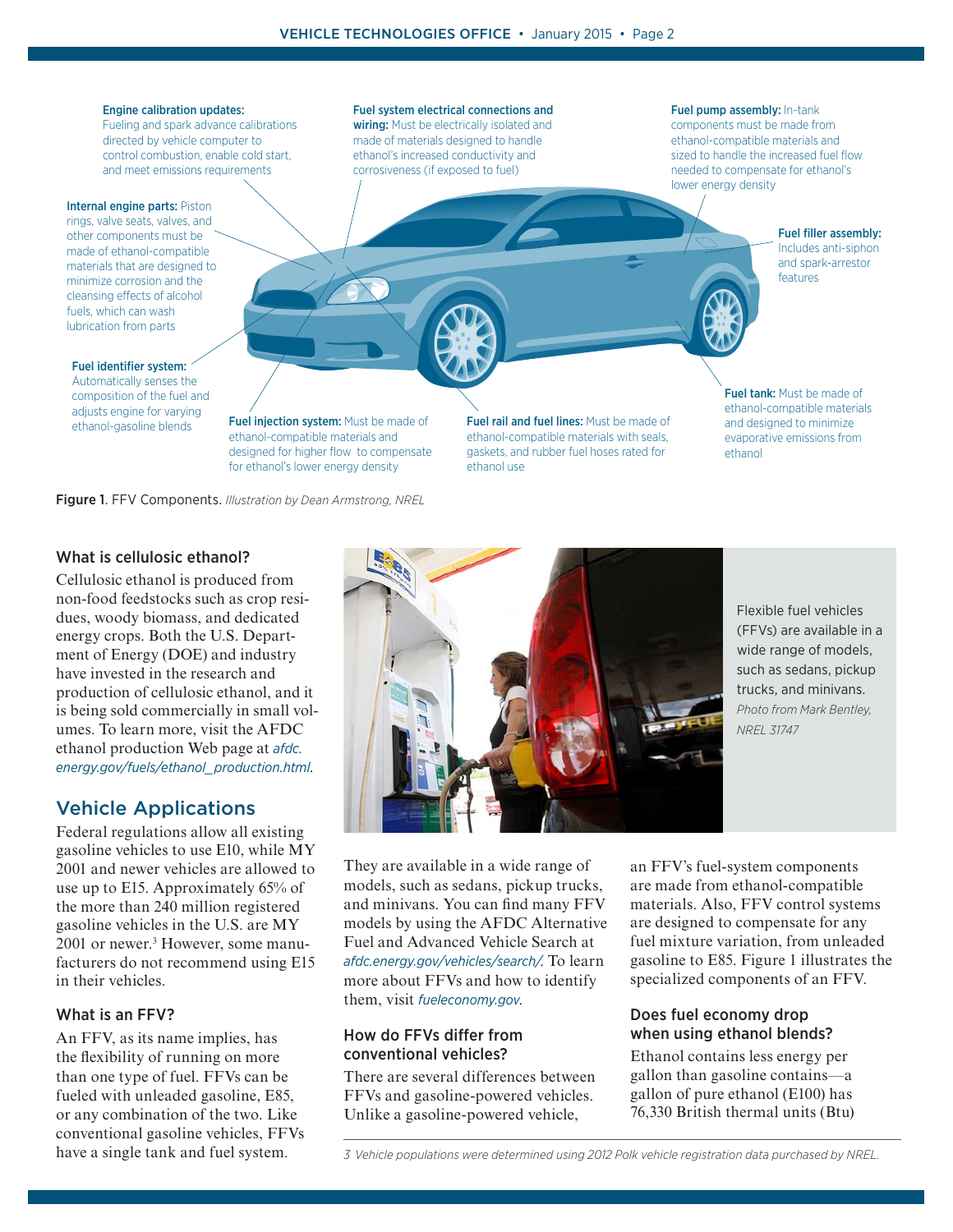**Engine calibration updates:** Fueling and spark advance calibrations directed by vehicle computer to control combustion, enable cold start, and meet emissions requirements

**Fuel system electrical connections and wiring:** Must be electrically isolated and made of materials designed to handle ethanol's increased conductivity and corrosiveness (if exposed to fuel)

**Fuel pump assembly:** In-tank components must be made from ethanol-compatible materials and sized to handle the increased fuel flow needed to compensate for ethanol's lower energy density

**Internal engine parts:** Piston rings, valve seats, valves, and other components must be made of ethanol-compatible materials that are designed to minimize corrosion and the cleansing effects of alcohol fuels, which can wash lubrication from parts

**Fuel filler assembly:** Includes anti-siphon and spark-arrestor features

**Fuel identifier system:** Automatically senses the composition of the fuel and adjusts engine for varying ethanol-gasoline blends

**Fuel injection system:** Must be made of ethanol-compatible materials and designed for higher flow to compensate for ethanol's lower energy density

**Fuel rail and fuel lines:** Must be made of ethanol-compatible materials with seals, gaskets, and rubber fuel hoses rated for ethanol use

**Fuel tank:** Must be made of ethanol-compatible materials and designed to minimize evaporative emissions from ethanol

**Figure 1**. FFV Components. *Illustration by Dean Armstrong, NREL*

### What is cellulosic ethanol?

Cellulosic ethanol is produced from non-food feedstocks such as crop residues, woody biomass, and dedicated energy crops. Both the U.S. Department of Energy (DOE) and industry have invested in the research and production of cellulosic ethanol, and it is being sold commercially in small volumes. To learn more, visit the AFDC ethanol production Web page at *afdc.energy.gov/fuels/ethanol_production.html*.

## Vehicle Applications

Federal regulations allow all existing gasoline vehicles to use E10, while MY 2001 and newer vehicles are allowed to use up to E15. Approximately 65% of the more than 240 million registered gasoline vehicles in the U.S. are MY 2001 or newer.[3] However, some manufacturers do not recommend using E15 in their vehicles.

### What is an FFV?

An FFV, as its name implies, has the flexibility of running on more than one type of fuel. FFVs can be fueled with unleaded gasoline, E85, or any combination of the two. Like conventional gasoline vehicles, FFVs have a single tank and fuel system.

Flexible fuel vehicles (FFVs) are available in a wide range of models, such as sedans, pickup trucks, and minivans. *Photo from Mark Bentley, NREL 31747*

They are available in a wide range of models, such as sedans, pickup trucks, and minivans. You can find many FFV models by using the AFDC Alternative Fuel and Advanced Vehicle Search at *afdc.energy.gov/vehicles/search/*. To learn more about FFVs and how to identify them, visit *fueleconomy.gov*.

### How do FFVs differ from conventional vehicles?

There are several differences between FFVs and gasoline-powered vehicles. Unlike a gasoline-powered vehicle, an FFV's fuel-system components are made from ethanol-compatible materials. Also, FFV control systems are designed to compensate for any fuel mixture variation, from unleaded gasoline to E85. Figure 1 illustrates the specialized components of an FFV.

### Does fuel economy drop when using ethanol blends?

Ethanol contains less energy per gallon than gasoline contains—a gallon of pure ethanol (E100) has 76,330 British thermal units (Btu)

*3 Vehicle populations were determined using 2012 Polk vehicle registration data purchased by NREL.*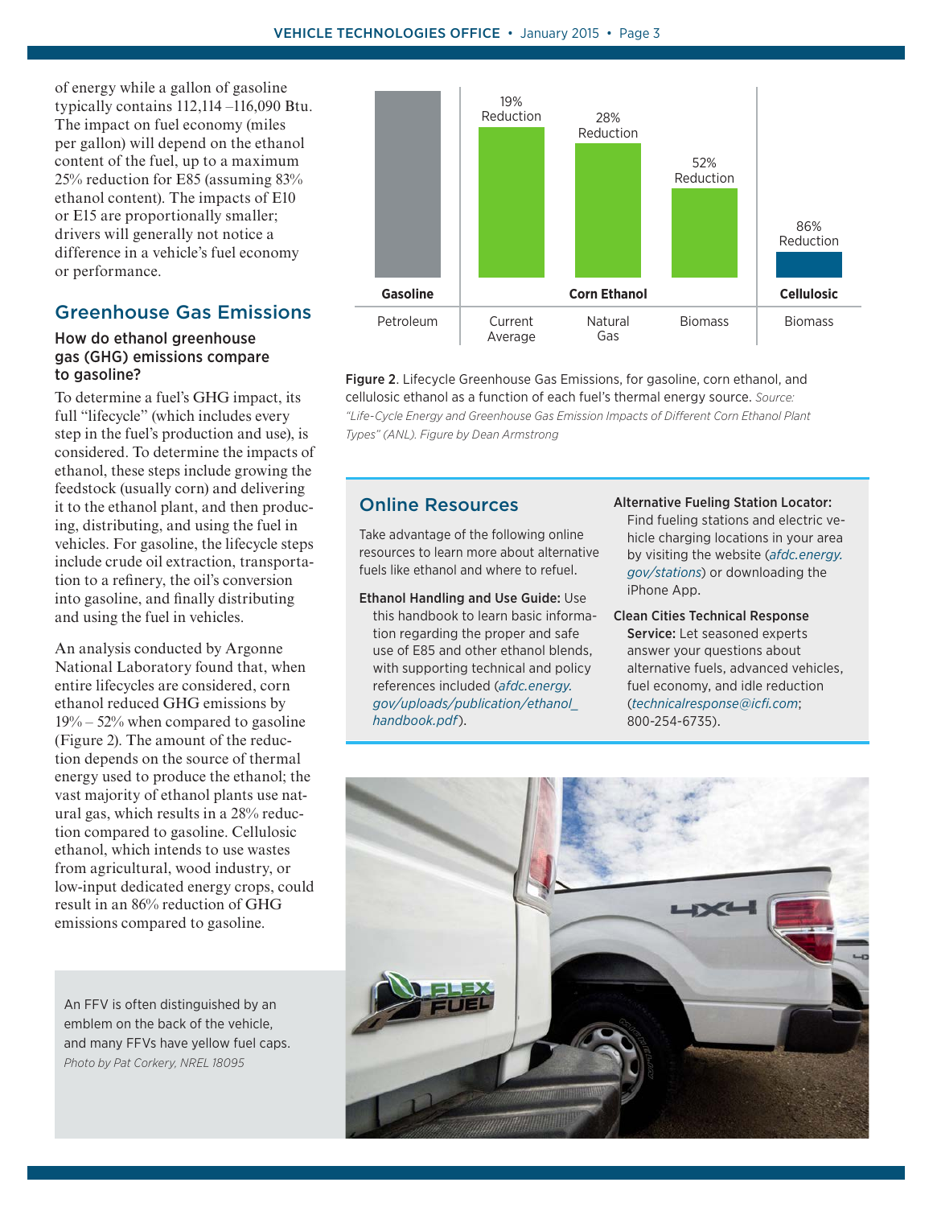of energy while a gallon of gasoline typically contains 112,114 –116,090 Btu. The impact on fuel economy (miles per gallon) will depend on the ethanol content of the fuel, up to a maximum 25% reduction for E85 (assuming 83% ethanol content). The impacts of E10 or E15 are proportionally smaller; drivers will generally not notice a difference in a vehicle's fuel economy or performance.

## Greenhouse Gas Emissions

### How do ethanol greenhouse gas (GHG) emissions compare to gasoline?

To determine a fuel's GHG impact, its full "lifecycle" (which includes every step in the fuel's production and use), is considered. To determine the impacts of ethanol, these steps include growing the feedstock (usually corn) and delivering it to the ethanol plant, and then producing, distributing, and using the fuel in vehicles. For gasoline, the lifecycle steps include crude oil extraction, transportation to a refinery, the oil's conversion into gasoline, and finally distributing and using the fuel in vehicles.

An analysis conducted by Argonne National Laboratory found that, when entire lifecycles are considered, corn ethanol reduced GHG emissions by 19% – 52% when compared to gasoline (Figure 2). The amount of the reduction depends on the source of thermal energy used to produce the ethanol; the vast majority of ethanol plants use natural gas, which results in a 28% reduction compared to gasoline. Cellulosic ethanol, which intends to use wastes from agricultural, wood industry, or low-input dedicated energy crops, could result in an 86% reduction of GHG emissions compared to gasoline.

| Gasoline | Corn Ethanol | | | Cellulosic |
|---|---|---|---|---|
| Petroleum | Current Average | Natural Gas | Biomass | Biomass |
| | 19% Reduction | 28% Reduction | 52% Reduction | 86% Reduction |

**Figure 2**. Lifecycle Greenhouse Gas Emissions, for gasoline, corn ethanol, and cellulosic ethanol as a function of each fuel's thermal energy source. *Source: "Life-Cycle Energy and Greenhouse Gas Emission Impacts of Different Corn Ethanol Plant Types" (ANL). Figure by Dean Armstrong*

## Online Resources

Take advantage of the following online resources to learn more about alternative fuels like ethanol and where to refuel.

**Ethanol Handling and Use Guide:** Use this handbook to learn basic information regarding the proper and safe use of E85 and other ethanol blends, with supporting technical and policy references included (*afdc.energy.gov/uploads/publication/ethanol_handbook.pdf*).

**Alternative Fueling Station Locator:** Find fueling stations and electric vehicle charging locations in your area by visiting the website (*afdc.energy.gov/stations*) or downloading the iPhone App.

**Clean Cities Technical Response Service:** Let seasoned experts answer your questions about alternative fuels, advanced vehicles, fuel economy, and idle reduction (*technicalresponse@icfi.com*; 800-254-6735).

An FFV is often distinguished by an emblem on the back of the vehicle, and many FFVs have yellow fuel caps. *Photo by Pat Corkery, NREL 18095*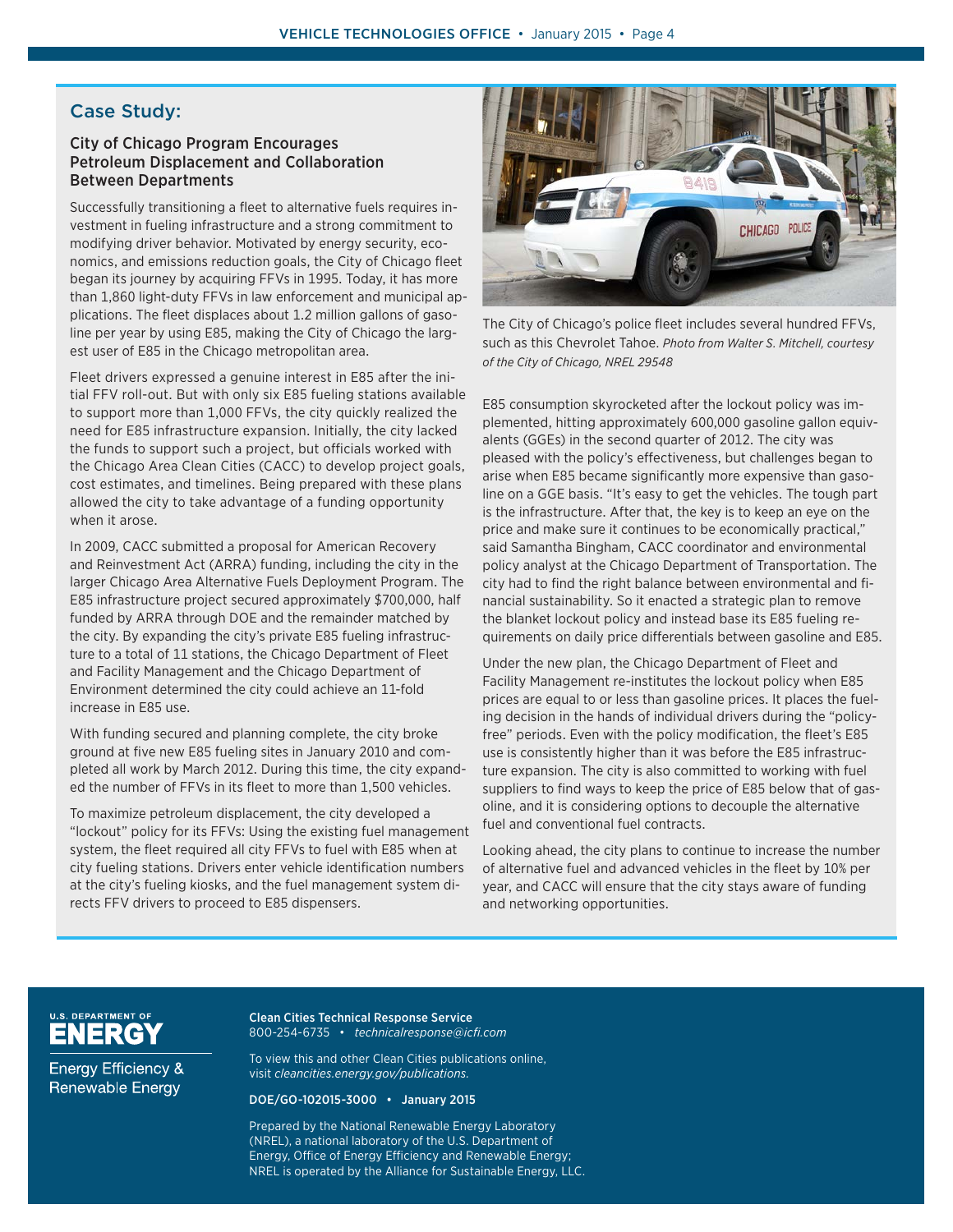## Case Study:

### City of Chicago Program Encourages Petroleum Displacement and Collaboration Between Departments

Successfully transitioning a fleet to alternative fuels requires investment in fueling infrastructure and a strong commitment to modifying driver behavior. Motivated by energy security, economics, and emissions reduction goals, the City of Chicago fleet began its journey by acquiring FFVs in 1995. Today, it has more than 1,860 light-duty FFVs in law enforcement and municipal applications. The fleet displaces about 1.2 million gallons of gasoline per year by using E85, making the City of Chicago the largest user of E85 in the Chicago metropolitan area.

Fleet drivers expressed a genuine interest in E85 after the initial FFV roll-out. But with only six E85 fueling stations available to support more than 1,000 FFVs, the city quickly realized the need for E85 infrastructure expansion. Initially, the city lacked the funds to support such a project, but officials worked with the Chicago Area Clean Cities (CACC) to develop project goals, cost estimates, and timelines. Being prepared with these plans allowed the city to take advantage of a funding opportunity when it arose.

In 2009, CACC submitted a proposal for American Recovery and Reinvestment Act (ARRA) funding, including the city in the larger Chicago Area Alternative Fuels Deployment Program. The E85 infrastructure project secured approximately $700,000, half funded by ARRA through DOE and the remainder matched by the city. By expanding the city's private E85 fueling infrastructure to a total of 11 stations, the Chicago Department of Fleet and Facility Management and the Chicago Department of Environment determined the city could achieve an 11-fold increase in E85 use.

With funding secured and planning complete, the city broke ground at five new E85 fueling sites in January 2010 and completed all work by March 2012. During this time, the city expanded the number of FFVs in its fleet to more than 1,500 vehicles.

To maximize petroleum displacement, the city developed a "lockout" policy for its FFVs: Using the existing fuel management system, the fleet required all city FFVs to fuel with E85 when at city fueling stations. Drivers enter vehicle identification numbers at the city's fueling kiosks, and the fuel management system directs FFV drivers to proceed to E85 dispensers.

The City of Chicago's police fleet includes several hundred FFVs, such as this Chevrolet Tahoe. *Photo from Walter S. Mitchell, courtesy of the City of Chicago, NREL 29548*

E85 consumption skyrocketed after the lockout policy was implemented, hitting approximately 600,000 gasoline gallon equivalents (GGEs) in the second quarter of 2012. The city was pleased with the policy's effectiveness, but challenges began to arise when E85 became significantly more expensive than gasoline on a GGE basis. "It's easy to get the vehicles. The tough part is the infrastructure. After that, the key is to keep an eye on the price and make sure it continues to be economically practical," said Samantha Bingham, CACC coordinator and environmental policy analyst at the Chicago Department of Transportation. The city had to find the right balance between environmental and financial sustainability. So it enacted a strategic plan to remove the blanket lockout policy and instead base its E85 fueling requirements on daily price differentials between gasoline and E85.

Under the new plan, the Chicago Department of Fleet and Facility Management re-institutes the lockout policy when E85 prices are equal to or less than gasoline prices. It places the fueling decision in the hands of individual drivers during the "policy-free" periods. Even with the policy modification, the fleet's E85 use is consistently higher than it was before the E85 infrastructure expansion. The city is also committed to working with fuel suppliers to find ways to keep the price of E85 below that of gasoline, and it is considering options to decouple the alternative fuel and conventional fuel contracts.

Looking ahead, the city plans to continue to increase the number of alternative fuel and advanced vehicles in the fleet by 10% per year, and CACC will ensure that the city stays aware of funding and networking opportunities.

U.S. DEPARTMENT OF ENERGY
Energy Efficiency & Renewable Energy

**Clean Cities Technical Response Service**
800-254-6735 • *technicalresponse@icfi.com*

To view this and other Clean Cities publications online, visit *cleancities.energy.gov/publications.*

**DOE/GO-102015-3000 • January 2015**

Prepared by the National Renewable Energy Laboratory (NREL), a national laboratory of the U.S. Department of Energy, Office of Energy Efficiency and Renewable Energy; NREL is operated by the Alliance for Sustainable Energy, LLC.